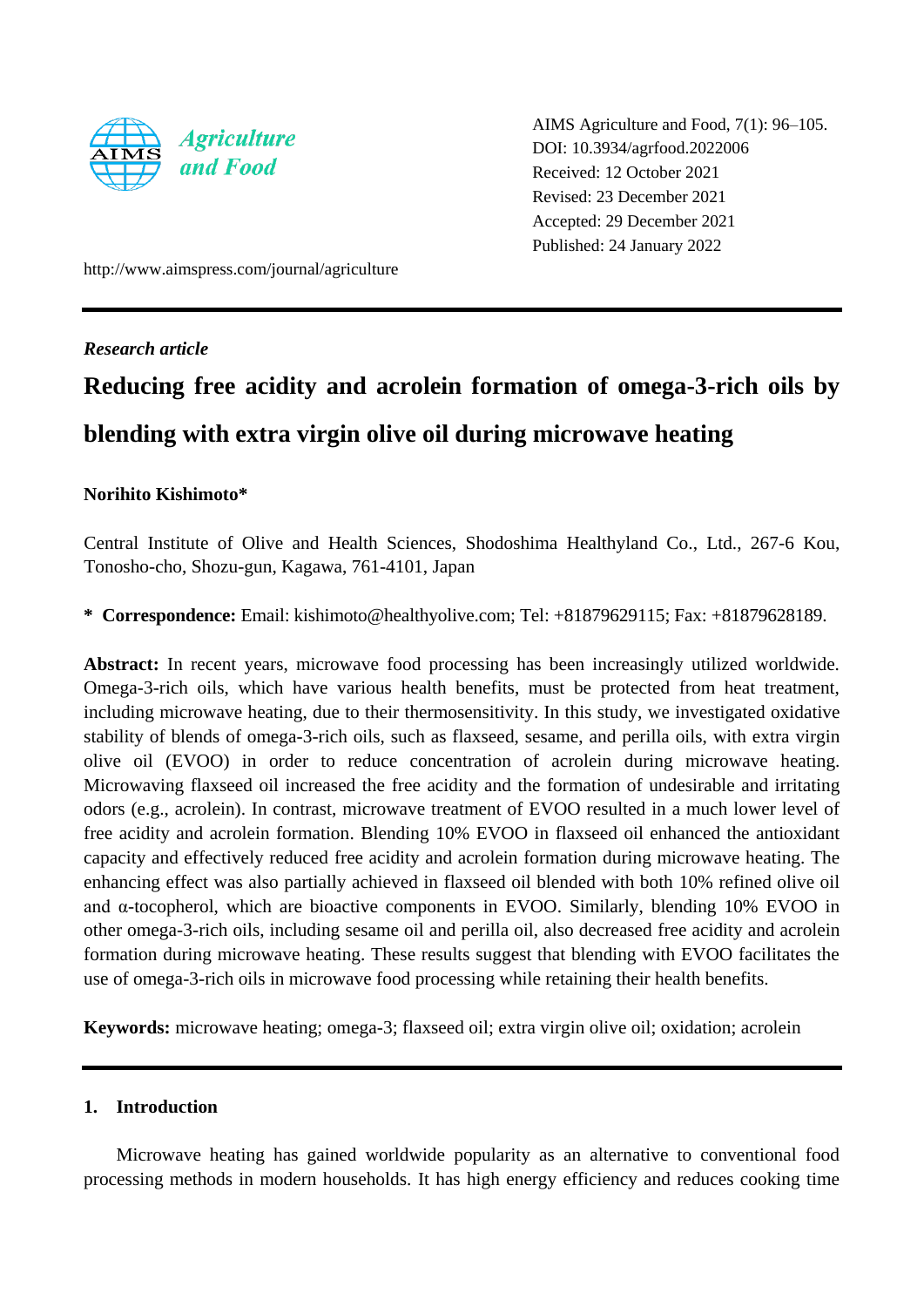AIMS Agriculture and Food, 7(1): 96–105.
DOI: 10.3934/agrfood.2022006
Received: 12 October 2021
Revised: 23 December 2021
Accepted: 29 December 2021
Published: 24 January 2022

http://www.aimspress.com/journal/agriculture

*Research article*

# Reducing free acidity and acrolein formation of omega-3-rich oils by blending with extra virgin olive oil during microwave heating

**Norihito Kishimoto***

Central Institute of Olive and Health Sciences, Shodoshima Healthyland Co., Ltd., 267-6 Kou, Tonosho-cho, Shozu-gun, Kagawa, 761-4101, Japan

**\* Correspondence:** Email: kishimoto@healthyolive.com; Tel: +81879629115; Fax: +81879628189.

**Abstract:** In recent years, microwave food processing has been increasingly utilized worldwide. Omega-3-rich oils, which have various health benefits, must be protected from heat treatment, including microwave heating, due to their thermosensitivity. In this study, we investigated oxidative stability of blends of omega-3-rich oils, such as flaxseed, sesame, and perilla oils, with extra virgin olive oil (EVOO) in order to reduce concentration of acrolein during microwave heating. Microwaving flaxseed oil increased the free acidity and the formation of undesirable and irritating odors (e.g., acrolein). In contrast, microwave treatment of EVOO resulted in a much lower level of free acidity and acrolein formation. Blending 10% EVOO in flaxseed oil enhanced the antioxidant capacity and effectively reduced free acidity and acrolein formation during microwave heating. The enhancing effect was also partially achieved in flaxseed oil blended with both 10% refined olive oil and α-tocopherol, which are bioactive components in EVOO. Similarly, blending 10% EVOO in other omega-3-rich oils, including sesame oil and perilla oil, also decreased free acidity and acrolein formation during microwave heating. These results suggest that blending with EVOO facilitates the use of omega-3-rich oils in microwave food processing while retaining their health benefits.

**Keywords:** microwave heating; omega-3; flaxseed oil; extra virgin olive oil; oxidation; acrolein

## 1. Introduction

Microwave heating has gained worldwide popularity as an alternative to conventional food processing methods in modern households. It has high energy efficiency and reduces cooking time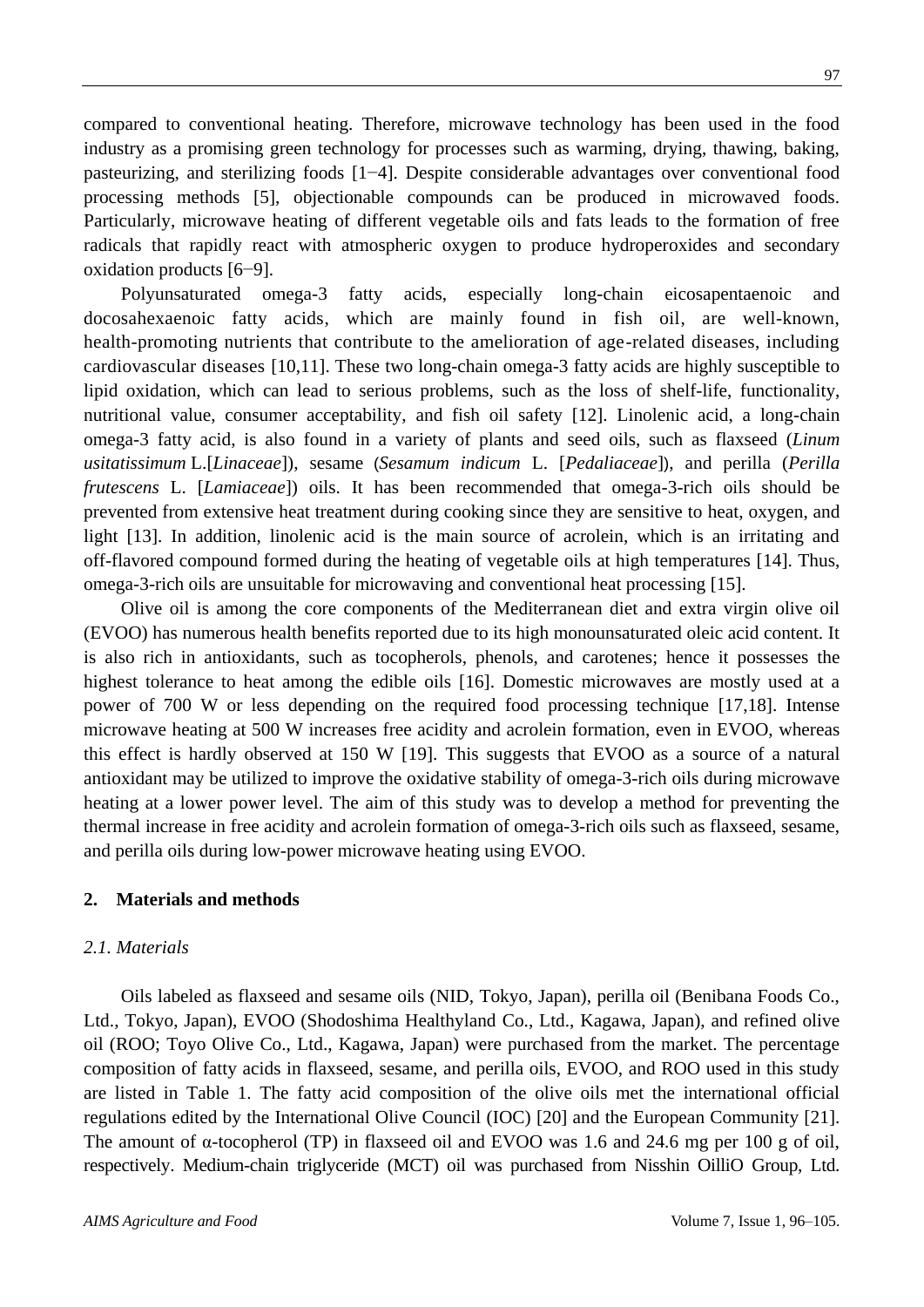compared to conventional heating. Therefore, microwave technology has been used in the food industry as a promising green technology for processes such as warming, drying, thawing, baking, pasteurizing, and sterilizing foods [1−4]. Despite considerable advantages over conventional food processing methods [5], objectionable compounds can be produced in microwaved foods. Particularly, microwave heating of different vegetable oils and fats leads to the formation of free radicals that rapidly react with atmospheric oxygen to produce hydroperoxides and secondary oxidation products [6−9].

Polyunsaturated omega-3 fatty acids, especially long-chain eicosapentaenoic and docosahexaenoic fatty acids, which are mainly found in fish oil, are well-known, health-promoting nutrients that contribute to the amelioration of age-related diseases, including cardiovascular diseases [10,11]. These two long-chain omega-3 fatty acids are highly susceptible to lipid oxidation, which can lead to serious problems, such as the loss of shelf-life, functionality, nutritional value, consumer acceptability, and fish oil safety [12]. Linolenic acid, a long-chain omega-3 fatty acid, is also found in a variety of plants and seed oils, such as flaxseed (*Linum usitatissimum* L.[*Linaceae*]), sesame (*Sesamum indicum* L. [*Pedaliaceae*]), and perilla (*Perilla frutescens* L. [*Lamiaceae*]) oils. It has been recommended that omega-3-rich oils should be prevented from extensive heat treatment during cooking since they are sensitive to heat, oxygen, and light [13]. In addition, linolenic acid is the main source of acrolein, which is an irritating and off-flavored compound formed during the heating of vegetable oils at high temperatures [14]. Thus, omega-3-rich oils are unsuitable for microwaving and conventional heat processing [15].

Olive oil is among the core components of the Mediterranean diet and extra virgin olive oil (EVOO) has numerous health benefits reported due to its high monounsaturated oleic acid content. It is also rich in antioxidants, such as tocopherols, phenols, and carotenes; hence it possesses the highest tolerance to heat among the edible oils [16]. Domestic microwaves are mostly used at a power of 700 W or less depending on the required food processing technique [17,18]. Intense microwave heating at 500 W increases free acidity and acrolein formation, even in EVOO, whereas this effect is hardly observed at 150 W [19]. This suggests that EVOO as a source of a natural antioxidant may be utilized to improve the oxidative stability of omega-3-rich oils during microwave heating at a lower power level. The aim of this study was to develop a method for preventing the thermal increase in free acidity and acrolein formation of omega-3-rich oils such as flaxseed, sesame, and perilla oils during low-power microwave heating using EVOO.

## 2. Materials and methods

### *2.1. Materials*

Oils labeled as flaxseed and sesame oils (NID, Tokyo, Japan), perilla oil (Benibana Foods Co., Ltd., Tokyo, Japan), EVOO (Shodoshima Healthyland Co., Ltd., Kagawa, Japan), and refined olive oil (ROO; Toyo Olive Co., Ltd., Kagawa, Japan) were purchased from the market. The percentage composition of fatty acids in flaxseed, sesame, and perilla oils, EVOO, and ROO used in this study are listed in Table 1. The fatty acid composition of the olive oils met the international official regulations edited by the International Olive Council (IOC) [20] and the European Community [21]. The amount of α-tocopherol (TP) in flaxseed oil and EVOO was 1.6 and 24.6 mg per 100 g of oil, respectively. Medium-chain triglyceride (MCT) oil was purchased from Nisshin OilliO Group, Ltd.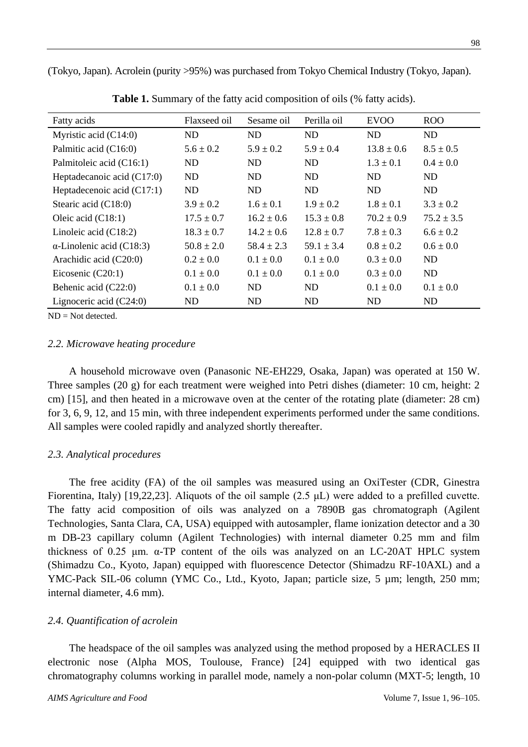(Tokyo, Japan). Acrolein (purity >95%) was purchased from Tokyo Chemical Industry (Tokyo, Japan).

**Table 1.** Summary of the fatty acid composition of oils (% fatty acids).

| Fatty acids | Flaxseed oil | Sesame oil | Perilla oil | EVOO | ROO |
|---|---|---|---|---|---|
| Myristic acid (C14:0) | ND | ND | ND | ND | ND |
| Palmitic acid (C16:0) | 5.6 ± 0.2 | 5.9 ± 0.2 | 5.9 ± 0.4 | 13.8 ± 0.6 | 8.5 ± 0.5 |
| Palmitoleic acid (C16:1) | ND | ND | ND | 1.3 ± 0.1 | 0.4 ± 0.0 |
| Heptadecanoic acid (C17:0) | ND | ND | ND | ND | ND |
| Heptadecenoic acid (C17:1) | ND | ND | ND | ND | ND |
| Stearic acid (C18:0) | 3.9 ± 0.2 | 1.6 ± 0.1 | 1.9 ± 0.2 | 1.8 ± 0.1 | 3.3 ± 0.2 |
| Oleic acid (C18:1) | 17.5 ± 0.7 | 16.2 ± 0.6 | 15.3 ± 0.8 | 70.2 ± 0.9 | 75.2 ± 3.5 |
| Linoleic acid (C18:2) | 18.3 ± 0.7 | 14.2 ± 0.6 | 12.8 ± 0.7 | 7.8 ± 0.3 | 6.6 ± 0.2 |
| α-Linolenic acid (C18:3) | 50.8 ± 2.0 | 58.4 ± 2.3 | 59.1 ± 3.4 | 0.8 ± 0.2 | 0.6 ± 0.0 |
| Arachidic acid (C20:0) | 0.2 ± 0.0 | 0.1 ± 0.0 | 0.1 ± 0.0 | 0.3 ± 0.0 | ND |
| Eicosenic (C20:1) | 0.1 ± 0.0 | 0.1 ± 0.0 | 0.1 ± 0.0 | 0.3 ± 0.0 | ND |
| Behenic acid (C22:0) | 0.1 ± 0.0 | ND | ND | 0.1 ± 0.0 | 0.1 ± 0.0 |
| Lignoceric acid (C24:0) | ND | ND | ND | ND | ND |

ND = Not detected.

### *2.2. Microwave heating procedure*

A household microwave oven (Panasonic NE-EH229, Osaka, Japan) was operated at 150 W. Three samples (20 g) for each treatment were weighed into Petri dishes (diameter: 10 cm, height: 2 cm) [15], and then heated in a microwave oven at the center of the rotating plate (diameter: 28 cm) for 3, 6, 9, 12, and 15 min, with three independent experiments performed under the same conditions. All samples were cooled rapidly and analyzed shortly thereafter.

### *2.3. Analytical procedures*

The free acidity (FA) of the oil samples was measured using an OxiTester (CDR, Ginestra Fiorentina, Italy) [19,22,23]. Aliquots of the oil sample (2.5 μL) were added to a prefilled cuvette. The fatty acid composition of oils was analyzed on a 7890B gas chromatograph (Agilent Technologies, Santa Clara, CA, USA) equipped with autosampler, flame ionization detector and a 30 m DB-23 capillary column (Agilent Technologies) with internal diameter 0.25 mm and film thickness of 0.25 μm. α-TP content of the oils was analyzed on an LC-20AT HPLC system (Shimadzu Co., Kyoto, Japan) equipped with fluorescence Detector (Shimadzu RF-10AXL) and a YMC-Pack SIL-06 column (YMC Co., Ltd., Kyoto, Japan; particle size, 5 µm; length, 250 mm; internal diameter, 4.6 mm).

### *2.4. Quantification of acrolein*

The headspace of the oil samples was analyzed using the method proposed by a HERACLES II electronic nose (Alpha MOS, Toulouse, France) [24] equipped with two identical gas chromatography columns working in parallel mode, namely a non-polar column (MXT-5; length, 10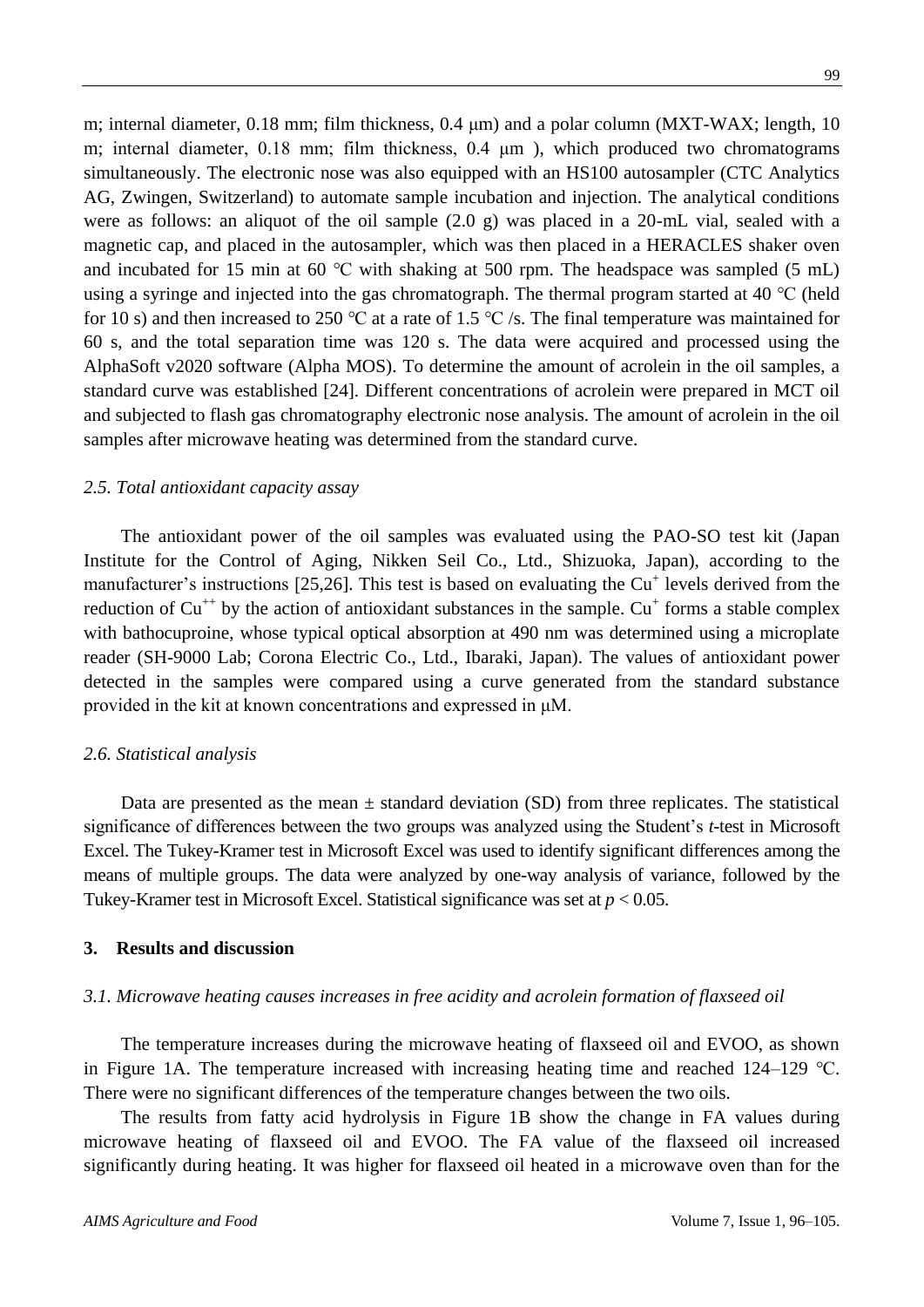m; internal diameter, 0.18 mm; film thickness, 0.4 μm) and a polar column (MXT-WAX; length, 10 m; internal diameter, 0.18 mm; film thickness, 0.4 μm ), which produced two chromatograms simultaneously. The electronic nose was also equipped with an HS100 autosampler (CTC Analytics AG, Zwingen, Switzerland) to automate sample incubation and injection. The analytical conditions were as follows: an aliquot of the oil sample (2.0 g) was placed in a 20-mL vial, sealed with a magnetic cap, and placed in the autosampler, which was then placed in a HERACLES shaker oven and incubated for 15 min at 60 ℃ with shaking at 500 rpm. The headspace was sampled (5 mL) using a syringe and injected into the gas chromatograph. The thermal program started at 40 ℃ (held for 10 s) and then increased to 250 ℃ at a rate of 1.5 ℃ /s. The final temperature was maintained for 60 s, and the total separation time was 120 s. The data were acquired and processed using the AlphaSoft v2020 software (Alpha MOS). To determine the amount of acrolein in the oil samples, a standard curve was established [24]. Different concentrations of acrolein were prepared in MCT oil and subjected to flash gas chromatography electronic nose analysis. The amount of acrolein in the oil samples after microwave heating was determined from the standard curve.

### *2.5. Total antioxidant capacity assay*

The antioxidant power of the oil samples was evaluated using the PAO-SO test kit (Japan Institute for the Control of Aging, Nikken Seil Co., Ltd., Shizuoka, Japan), according to the manufacturer's instructions [25,26]. This test is based on evaluating the $Cu^{+}$ levels derived from the reduction of $Cu^{++}$ by the action of antioxidant substances in the sample. $Cu^{+}$ forms a stable complex with bathocuproine, whose typical optical absorption at 490 nm was determined using a microplate reader (SH-9000 Lab; Corona Electric Co., Ltd., Ibaraki, Japan). The values of antioxidant power detected in the samples were compared using a curve generated from the standard substance provided in the kit at known concentrations and expressed in μM.

### *2.6. Statistical analysis*

Data are presented as the mean ± standard deviation (SD) from three replicates. The statistical significance of differences between the two groups was analyzed using the Student's *t*-test in Microsoft Excel. The Tukey-Kramer test in Microsoft Excel was used to identify significant differences among the means of multiple groups. The data were analyzed by one-way analysis of variance, followed by the Tukey-Kramer test in Microsoft Excel. Statistical significance was set at $p < 0.05$.

## 3. Results and discussion

### *3.1. Microwave heating causes increases in free acidity and acrolein formation of flaxseed oil*

The temperature increases during the microwave heating of flaxseed oil and EVOO, as shown in Figure 1A. The temperature increased with increasing heating time and reached 124–129 ℃. There were no significant differences of the temperature changes between the two oils.

The results from fatty acid hydrolysis in Figure 1B show the change in FA values during microwave heating of flaxseed oil and EVOO. The FA value of the flaxseed oil increased significantly during heating. It was higher for flaxseed oil heated in a microwave oven than for the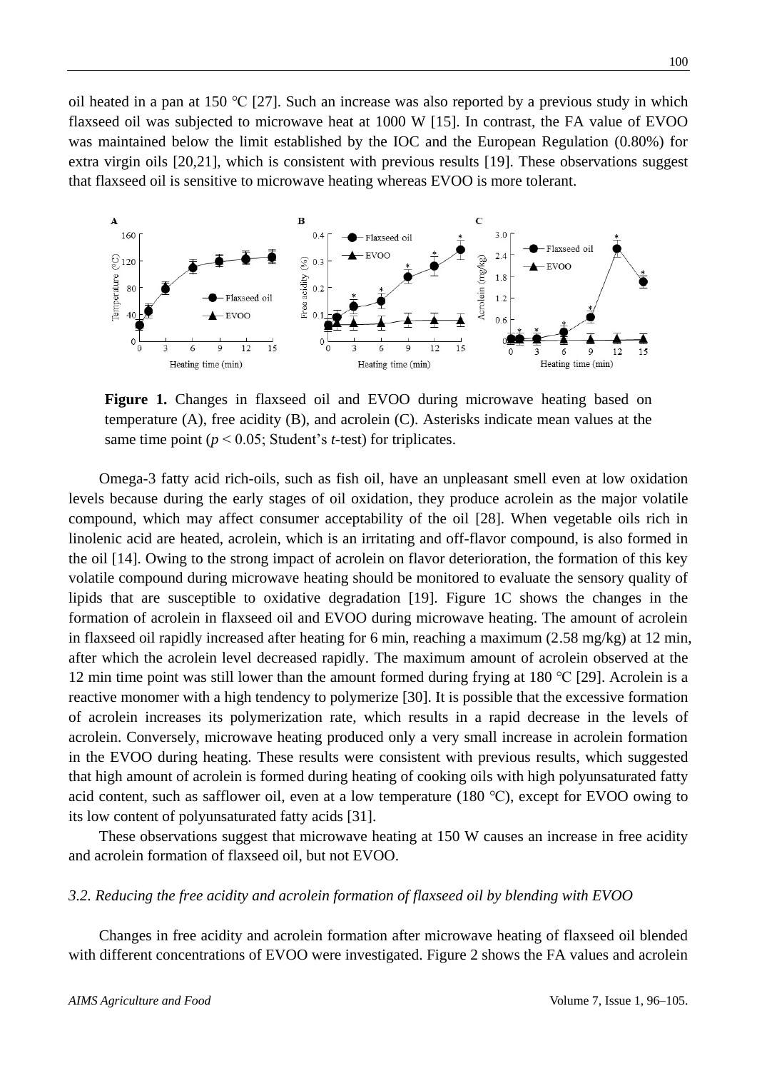oil heated in a pan at 150 °C [27]. Such an increase was also reported by a previous study in which flaxseed oil was subjected to microwave heat at 1000 W [15]. In contrast, the FA value of EVOO was maintained below the limit established by the IOC and the European Regulation (0.80%) for extra virgin oils [20,21], which is consistent with previous results [19]. These observations suggest that flaxseed oil is sensitive to microwave heating whereas EVOO is more tolerant.

**Figure 1.** Changes in flaxseed oil and EVOO during microwave heating based on temperature (A), free acidity (B), and acrolein (C). Asterisks indicate mean values at the same time point ($p < 0.05$; Student's *t*-test) for triplicates.

Omega-3 fatty acid rich-oils, such as fish oil, have an unpleasant smell even at low oxidation levels because during the early stages of oil oxidation, they produce acrolein as the major volatile compound, which may affect consumer acceptability of the oil [28]. When vegetable oils rich in linolenic acid are heated, acrolein, which is an irritating and off-flavor compound, is also formed in the oil [14]. Owing to the strong impact of acrolein on flavor deterioration, the formation of this key volatile compound during microwave heating should be monitored to evaluate the sensory quality of lipids that are susceptible to oxidative degradation [19]. Figure 1C shows the changes in the formation of acrolein in flaxseed oil and EVOO during microwave heating. The amount of acrolein in flaxseed oil rapidly increased after heating for 6 min, reaching a maximum (2.58 mg/kg) at 12 min, after which the acrolein level decreased rapidly. The maximum amount of acrolein observed at the 12 min time point was still lower than the amount formed during frying at 180 °C [29]. Acrolein is a reactive monomer with a high tendency to polymerize [30]. It is possible that the excessive formation of acrolein increases its polymerization rate, which results in a rapid decrease in the levels of acrolein. Conversely, microwave heating produced only a very small increase in acrolein formation in the EVOO during heating. These results were consistent with previous results, which suggested that high amount of acrolein is formed during heating of cooking oils with high polyunsaturated fatty acid content, such as safflower oil, even at a low temperature (180 °C), except for EVOO owing to its low content of polyunsaturated fatty acids [31].

These observations suggest that microwave heating at 150 W causes an increase in free acidity and acrolein formation of flaxseed oil, but not EVOO.

### *3.2. Reducing the free acidity and acrolein formation of flaxseed oil by blending with EVOO*

Changes in free acidity and acrolein formation after microwave heating of flaxseed oil blended with different concentrations of EVOO were investigated. Figure 2 shows the FA values and acrolein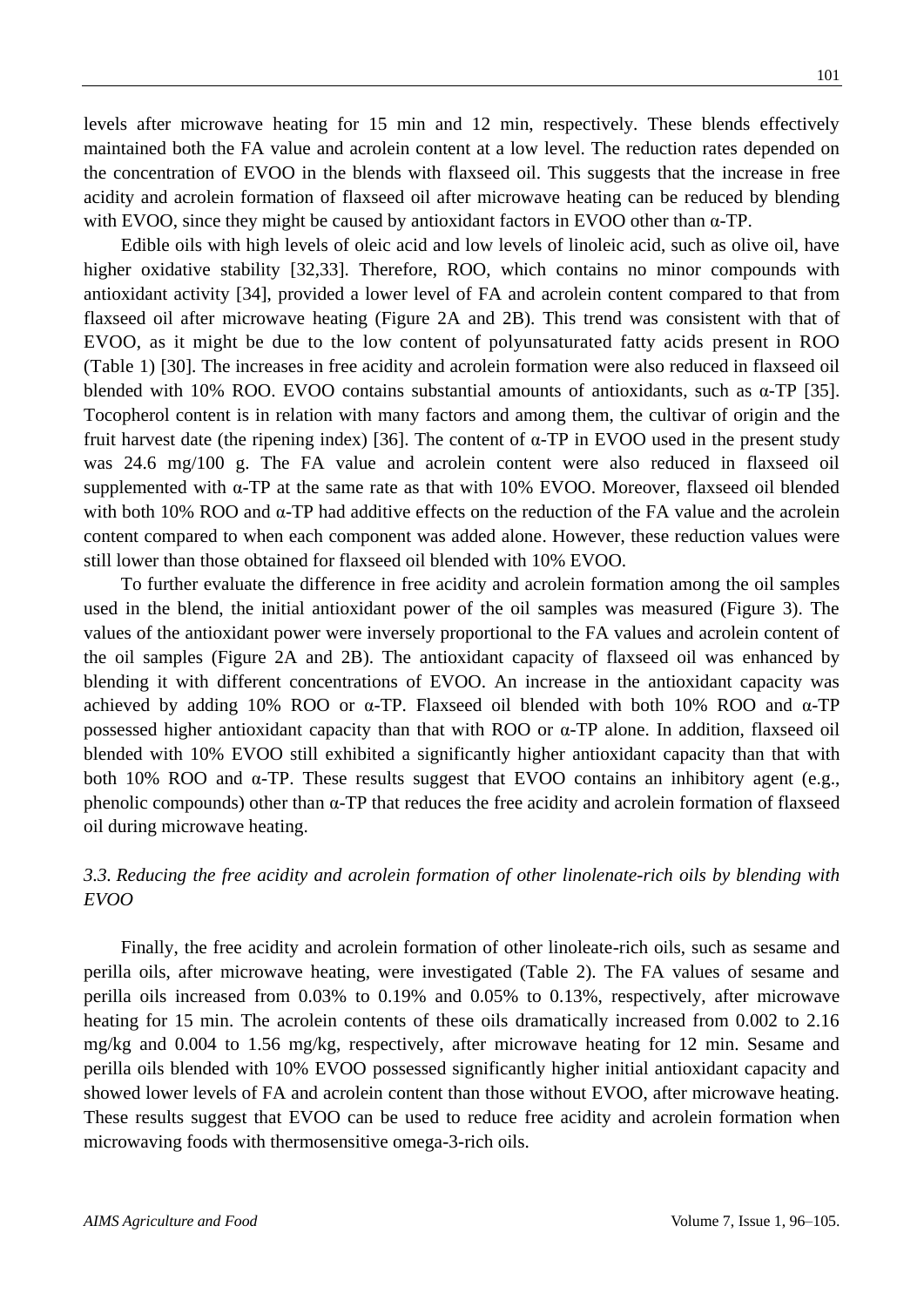levels after microwave heating for 15 min and 12 min, respectively. These blends effectively maintained both the FA value and acrolein content at a low level. The reduction rates depended on the concentration of EVOO in the blends with flaxseed oil. This suggests that the increase in free acidity and acrolein formation of flaxseed oil after microwave heating can be reduced by blending with EVOO, since they might be caused by antioxidant factors in EVOO other than α-TP.

Edible oils with high levels of oleic acid and low levels of linoleic acid, such as olive oil, have higher oxidative stability [32,33]. Therefore, ROO, which contains no minor compounds with antioxidant activity [34], provided a lower level of FA and acrolein content compared to that from flaxseed oil after microwave heating (Figure 2A and 2B). This trend was consistent with that of EVOO, as it might be due to the low content of polyunsaturated fatty acids present in ROO (Table 1) [30]. The increases in free acidity and acrolein formation were also reduced in flaxseed oil blended with 10% ROO. EVOO contains substantial amounts of antioxidants, such as α-TP [35]. Tocopherol content is in relation with many factors and among them, the cultivar of origin and the fruit harvest date (the ripening index) [36]. The content of α-TP in EVOO used in the present study was 24.6 mg/100 g. The FA value and acrolein content were also reduced in flaxseed oil supplemented with α-TP at the same rate as that with 10% EVOO. Moreover, flaxseed oil blended with both 10% ROO and α-TP had additive effects on the reduction of the FA value and the acrolein content compared to when each component was added alone. However, these reduction values were still lower than those obtained for flaxseed oil blended with 10% EVOO.

To further evaluate the difference in free acidity and acrolein formation among the oil samples used in the blend, the initial antioxidant power of the oil samples was measured (Figure 3). The values of the antioxidant power were inversely proportional to the FA values and acrolein content of the oil samples (Figure 2A and 2B). The antioxidant capacity of flaxseed oil was enhanced by blending it with different concentrations of EVOO. An increase in the antioxidant capacity was achieved by adding 10% ROO or α-TP. Flaxseed oil blended with both 10% ROO and α-TP possessed higher antioxidant capacity than that with ROO or α-TP alone. In addition, flaxseed oil blended with 10% EVOO still exhibited a significantly higher antioxidant capacity than that with both 10% ROO and α-TP. These results suggest that EVOO contains an inhibitory agent (e.g., phenolic compounds) other than α-TP that reduces the free acidity and acrolein formation of flaxseed oil during microwave heating.

### *3.3. Reducing the free acidity and acrolein formation of other linolenate-rich oils by blending with EVOO*

Finally, the free acidity and acrolein formation of other linoleate-rich oils, such as sesame and perilla oils, after microwave heating, were investigated (Table 2). The FA values of sesame and perilla oils increased from 0.03% to 0.19% and 0.05% to 0.13%, respectively, after microwave heating for 15 min. The acrolein contents of these oils dramatically increased from 0.002 to 2.16 mg/kg and 0.004 to 1.56 mg/kg, respectively, after microwave heating for 12 min. Sesame and perilla oils blended with 10% EVOO possessed significantly higher initial antioxidant capacity and showed lower levels of FA and acrolein content than those without EVOO, after microwave heating. These results suggest that EVOO can be used to reduce free acidity and acrolein formation when microwaving foods with thermosensitive omega-3-rich oils.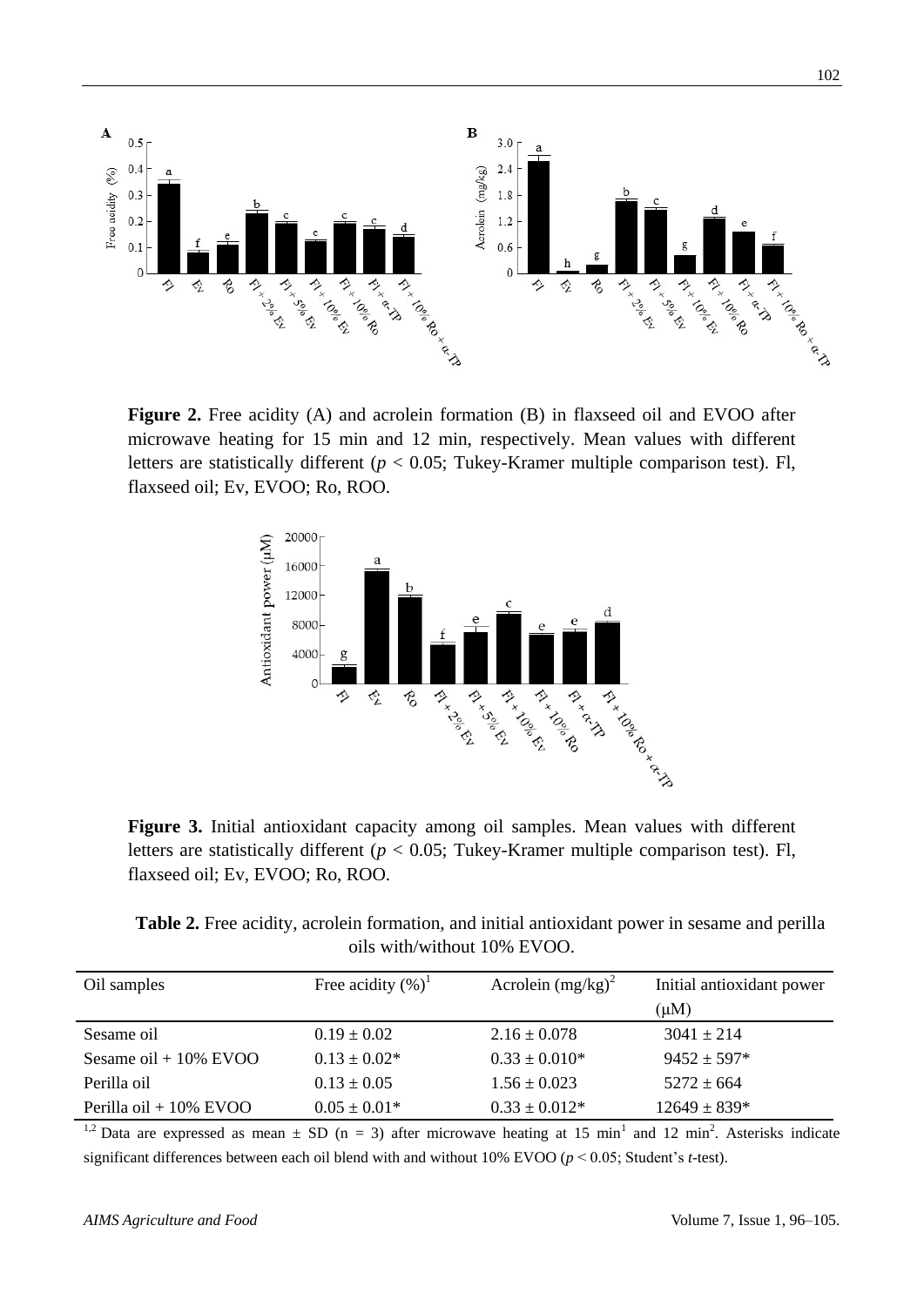**Figure 2.** Free acidity (A) and acrolein formation (B) in flaxseed oil and EVOO after microwave heating for 15 min and 12 min, respectively. Mean values with different letters are statistically different ($p < 0.05$; Tukey-Kramer multiple comparison test). Fl, flaxseed oil; Ev, EVOO; Ro, ROO.

**Figure 3.** Initial antioxidant capacity among oil samples. Mean values with different letters are statistically different ($p < 0.05$; Tukey-Kramer multiple comparison test). Fl, flaxseed oil; Ev, EVOO; Ro, ROO.

**Table 2.** Free acidity, acrolein formation, and initial antioxidant power in sesame and perilla oils with/without 10% EVOO.

| Oil samples | Free acidity (%)[1] | Acrolein (mg/kg)[2] | Initial antioxidant power (μM) |
|---|---|---|---|
| Sesame oil | 0.19 ± 0.02 | 2.16 ± 0.078 | 3041 ± 214 |
| Sesame oil + 10% EVOO | 0.13 ± 0.02* | 0.33 ± 0.010* | 9452 ± 597* |
| Perilla oil | 0.13 ± 0.05 | 1.56 ± 0.023 | 5272 ± 664 |
| Perilla oil + 10% EVOO | 0.05 ± 0.01* | 0.33 ± 0.012* | 12649 ± 839* |

[1,2] Data are expressed as mean ± SD (n = 3) after microwave heating at 15 min[1] and 12 min[2]. Asterisks indicate significant differences between each oil blend with and without 10% EVOO ($p < 0.05$; Student's *t*-test).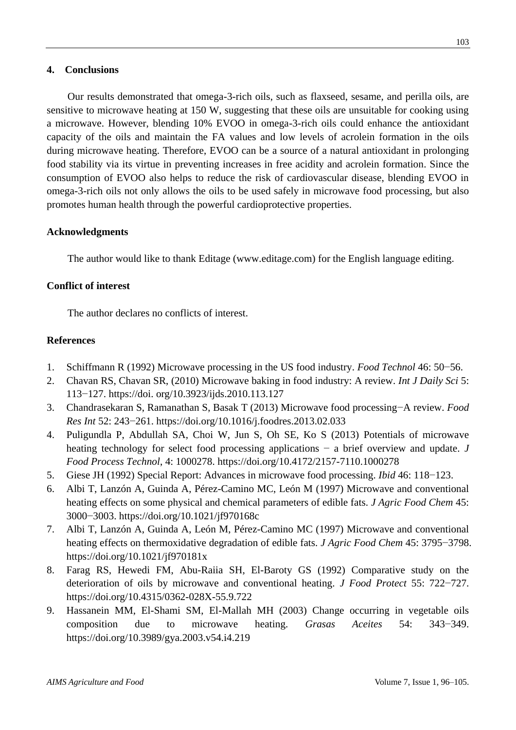## 4. Conclusions

Our results demonstrated that omega-3-rich oils, such as flaxseed, sesame, and perilla oils, are sensitive to microwave heating at 150 W, suggesting that these oils are unsuitable for cooking using a microwave. However, blending 10% EVOO in omega-3-rich oils could enhance the antioxidant capacity of the oils and maintain the FA values and low levels of acrolein formation in the oils during microwave heating. Therefore, EVOO can be a source of a natural antioxidant in prolonging food stability via its virtue in preventing increases in free acidity and acrolein formation. Since the consumption of EVOO also helps to reduce the risk of cardiovascular disease, blending EVOO in omega-3-rich oils not only allows the oils to be used safely in microwave food processing, but also promotes human health through the powerful cardioprotective properties.

## Acknowledgments

The author would like to thank Editage (www.editage.com) for the English language editing.

## Conflict of interest

The author declares no conflicts of interest.

## References

1. Schiffmann R (1992) Microwave processing in the US food industry. *Food Technol* 46: 50−56.
2. Chavan RS, Chavan SR, (2010) Microwave baking in food industry: A review. *Int J Daily Sci* 5: 113−127. https://doi. org/10.3923/ijds.2010.113.127
3. Chandrasekaran S, Ramanathan S, Basak T (2013) Microwave food processing−A review. *Food Res Int* 52: 243−261. https://doi.org/10.1016/j.foodres.2013.02.033
4. Puligundla P, Abdullah SA, Choi W, Jun S, Oh SE, Ko S (2013) Potentials of microwave heating technology for select food processing applications − a brief overview and update. *J Food Process Technol*, 4: 1000278. https://doi.org/10.4172/2157-7110.1000278
5. Giese JH (1992) Special Report: Advances in microwave food processing. *Ibid* 46: 118−123.
6. Albi T, Lanzón A, Guinda A, Pérez-Camino MC, León M (1997) Microwave and conventional heating effects on some physical and chemical parameters of edible fats. *J Agric Food Chem* 45: 3000−3003. https://doi.org/10.1021/jf970168c
7. Albi T, Lanzón A, Guinda A, León M, Pérez-Camino MC (1997) Microwave and conventional heating effects on thermoxidative degradation of edible fats. *J Agric Food Chem* 45: 3795−3798. https://doi.org/10.1021/jf970181x
8. Farag RS, Hewedi FM, Abu-Raiia SH, El-Baroty GS (1992) Comparative study on the deterioration of oils by microwave and conventional heating. *J Food Protect* 55: 722−727. https://doi.org/10.4315/0362-028X-55.9.722
9. Hassanein MM, El-Shami SM, El-Mallah MH (2003) Change occurring in vegetable oils composition due to microwave heating. *Grasas Aceites* 54: 343−349. https://doi.org/10.3989/gya.2003.v54.i4.219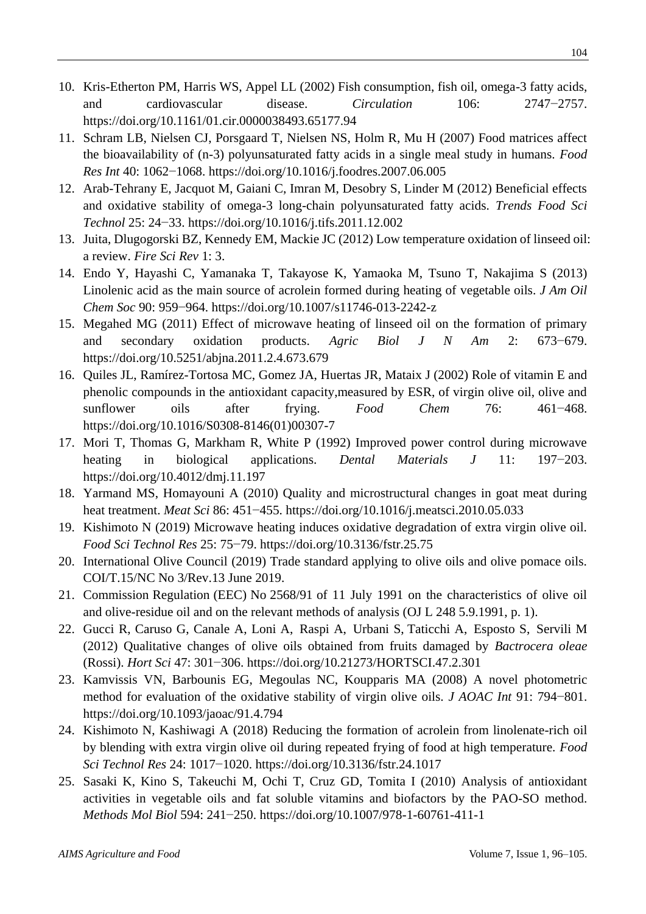10. Kris-Etherton PM, Harris WS, Appel LL (2002) Fish consumption, fish oil, omega-3 fatty acids, and cardiovascular disease. *Circulation* 106: 2747−2757. https://doi.org/10.1161/01.cir.0000038493.65177.94
11. Schram LB, Nielsen CJ, Porsgaard T, Nielsen NS, Holm R, Mu H (2007) Food matrices affect the bioavailability of (n-3) polyunsaturated fatty acids in a single meal study in humans. *Food Res Int* 40: 1062−1068. https://doi.org/10.1016/j.foodres.2007.06.005
12. Arab-Tehrany E, Jacquot M, Gaiani C, Imran M, Desobry S, Linder M (2012) Beneficial effects and oxidative stability of omega-3 long-chain polyunsaturated fatty acids. *Trends Food Sci Technol* 25: 24−33. https://doi.org/10.1016/j.tifs.2011.12.002
13. Juita, Dlugogorski BZ, Kennedy EM, Mackie JC (2012) Low temperature oxidation of linseed oil: a review. *Fire Sci Rev* 1: 3.
14. Endo Y, Hayashi C, Yamanaka T, Takayose K, Yamaoka M, Tsuno T, Nakajima S (2013) Linolenic acid as the main source of acrolein formed during heating of vegetable oils. *J Am Oil Chem Soc* 90: 959−964. https://doi.org/10.1007/s11746-013-2242-z
15. Megahed MG (2011) Effect of microwave heating of linseed oil on the formation of primary and secondary oxidation products. *Agric Biol J N Am* 2: 673−679. https://doi.org/10.5251/abjna.2011.2.4.673.679
16. Quiles JL, Ramírez-Tortosa MC, Gomez JA, Huertas JR, Mataix J (2002) Role of vitamin E and phenolic compounds in the antioxidant capacity,measured by ESR, of virgin olive oil, olive and sunflower oils after frying. *Food Chem* 76: 461−468. https://doi.org/10.1016/S0308-8146(01)00307-7
17. Mori T, Thomas G, Markham R, White P (1992) Improved power control during microwave heating in biological applications. *Dental Materials J* 11: 197−203. https://doi.org/10.4012/dmj.11.197
18. Yarmand MS, Homayouni A (2010) Quality and microstructural changes in goat meat during heat treatment. *Meat Sci* 86: 451−455. https://doi.org/10.1016/j.meatsci.2010.05.033
19. Kishimoto N (2019) Microwave heating induces oxidative degradation of extra virgin olive oil. *Food Sci Technol Res* 25: 75−79. https://doi.org/10.3136/fstr.25.75
20. International Olive Council (2019) Trade standard applying to olive oils and olive pomace oils. COI/T.15/NC No 3/Rev.13 June 2019.
21. Commission Regulation (EEC) No 2568/91 of 11 July 1991 on the characteristics of olive oil and olive-residue oil and on the relevant methods of analysis (OJ L 248 5.9.1991, p. 1).
22. Gucci R, Caruso G, Canale A, Loni A, Raspi A, Urbani S, Taticchi A, Esposto S, Servili M (2012) Qualitative changes of olive oils obtained from fruits damaged by *Bactrocera oleae* (Rossi). *Hort Sci* 47: 301−306. https://doi.org/10.21273/HORTSCI.47.2.301
23. Kamvissis VN, Barbounis EG, Megoulas NC, Koupparis MA (2008) A novel photometric method for evaluation of the oxidative stability of virgin olive oils. *J AOAC Int* 91: 794−801. https://doi.org/10.1093/jaoac/91.4.794
24. Kishimoto N, Kashiwagi A (2018) Reducing the formation of acrolein from linolenate-rich oil by blending with extra virgin olive oil during repeated frying of food at high temperature. *Food Sci Technol Res* 24: 1017−1020. https://doi.org/10.3136/fstr.24.1017
25. Sasaki K, Kino S, Takeuchi M, Ochi T, Cruz GD, Tomita I (2010) Analysis of antioxidant activities in vegetable oils and fat soluble vitamins and biofactors by the PAO-SO method. *Methods Mol Biol* 594: 241−250. https://doi.org/10.1007/978-1-60761-411-1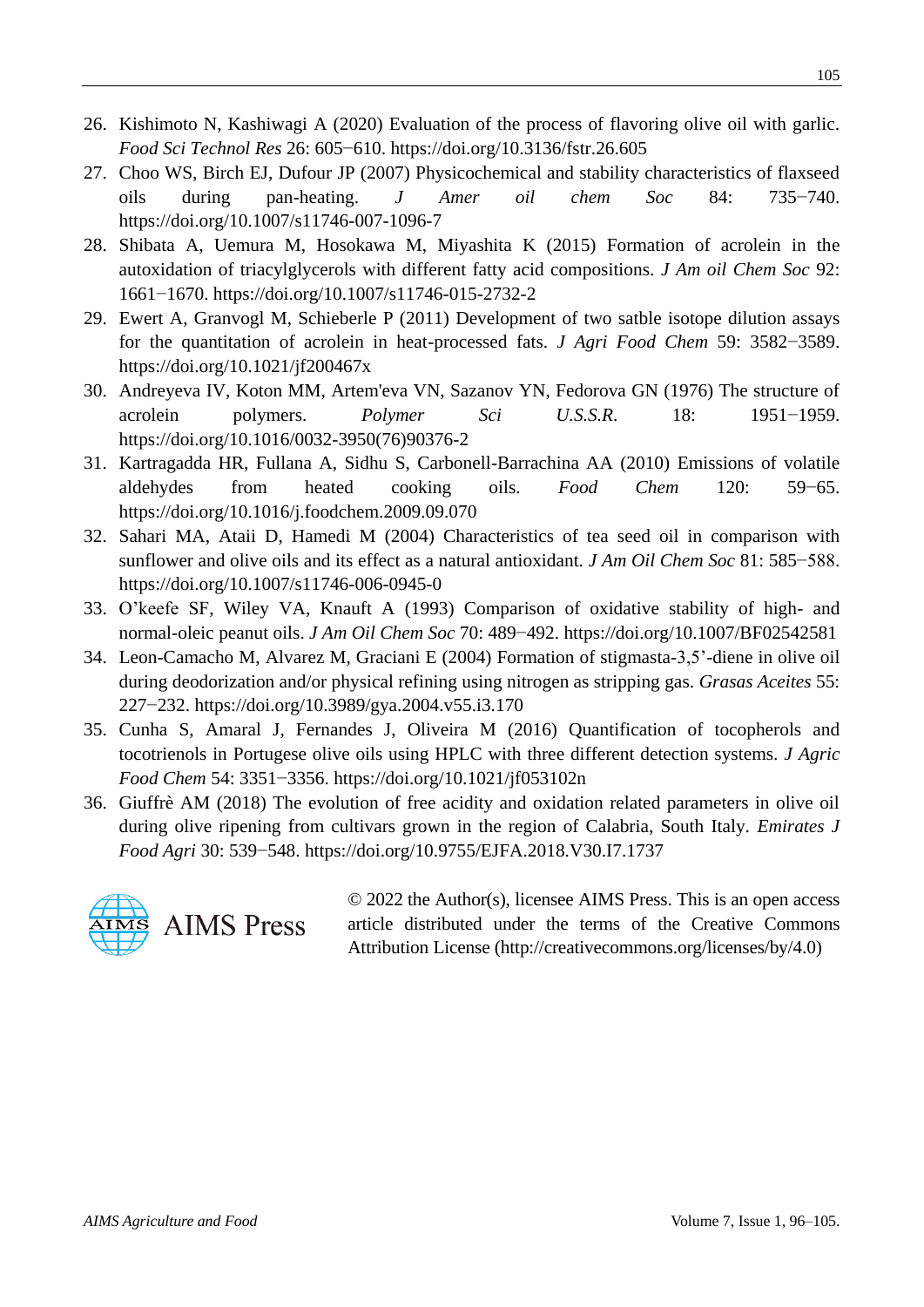26. Kishimoto N, Kashiwagi A (2020) Evaluation of the process of flavoring olive oil with garlic. *Food Sci Technol Res* 26: 605−610. https://doi.org/10.3136/fstr.26.605
27. Choo WS, Birch EJ, Dufour JP (2007) Physicochemical and stability characteristics of flaxseed oils during pan-heating. *J Amer oil chem Soc* 84: 735−740. https://doi.org/10.1007/s11746-007-1096-7
28. Shibata A, Uemura M, Hosokawa M, Miyashita K (2015) Formation of acrolein in the autoxidation of triacylglycerols with different fatty acid compositions. *J Am oil Chem Soc* 92: 1661−1670. https://doi.org/10.1007/s11746-015-2732-2
29. Ewert A, Granvogl M, Schieberle P (2011) Development of two satble isotope dilution assays for the quantitation of acrolein in heat-processed fats. *J Agri Food Chem* 59: 3582−3589. https://doi.org/10.1021/jf200467x
30. Andreyeva IV, Koton MM, Artem'eva VN, Sazanov YN, Fedorova GN (1976) The structure of acrolein polymers. *Polymer Sci U.S.S.R.* 18: 1951−1959. https://doi.org/10.1016/0032-3950(76)90376-2
31. Kartragadda HR, Fullana A, Sidhu S, Carbonell-Barrachina AA (2010) Emissions of volatile aldehydes from heated cooking oils. *Food Chem* 120: 59−65. https://doi.org/10.1016/j.foodchem.2009.09.070
32. Sahari MA, Ataii D, Hamedi M (2004) Characteristics of tea seed oil in comparison with sunflower and olive oils and its effect as a natural antioxidant. *J Am Oil Chem Soc* 81: 585−588. https://doi.org/10.1007/s11746-006-0945-0
33. O'keefe SF, Wiley VA, Knauft A (1993) Comparison of oxidative stability of high- and normal-oleic peanut oils. *J Am Oil Chem Soc* 70: 489−492. https://doi.org/10.1007/BF02542581
34. Leon-Camacho M, Alvarez M, Graciani E (2004) Formation of stigmasta-3,5'-diene in olive oil during deodorization and/or physical refining using nitrogen as stripping gas. *Grasas Aceites* 55: 227−232. https://doi.org/10.3989/gya.2004.v55.i3.170
35. Cunha S, Amaral J, Fernandes J, Oliveira M (2016) Quantification of tocopherols and tocotrienols in Portugese olive oils using HPLC with three different detection systems. *J Agric Food Chem* 54: 3351−3356. https://doi.org/10.1021/jf053102n
36. Giuffrè AM (2018) The evolution of free acidity and oxidation related parameters in olive oil during olive ripening from cultivars grown in the region of Calabria, South Italy. *Emirates J Food Agri* 30: 539−548. https://doi.org/10.9755/EJFA.2018.V30.I7.1737

AIMS Press

© 2022 the Author(s), licensee AIMS Press. This is an open access article distributed under the terms of the Creative Commons Attribution License (http://creativecommons.org/licenses/by/4.0)